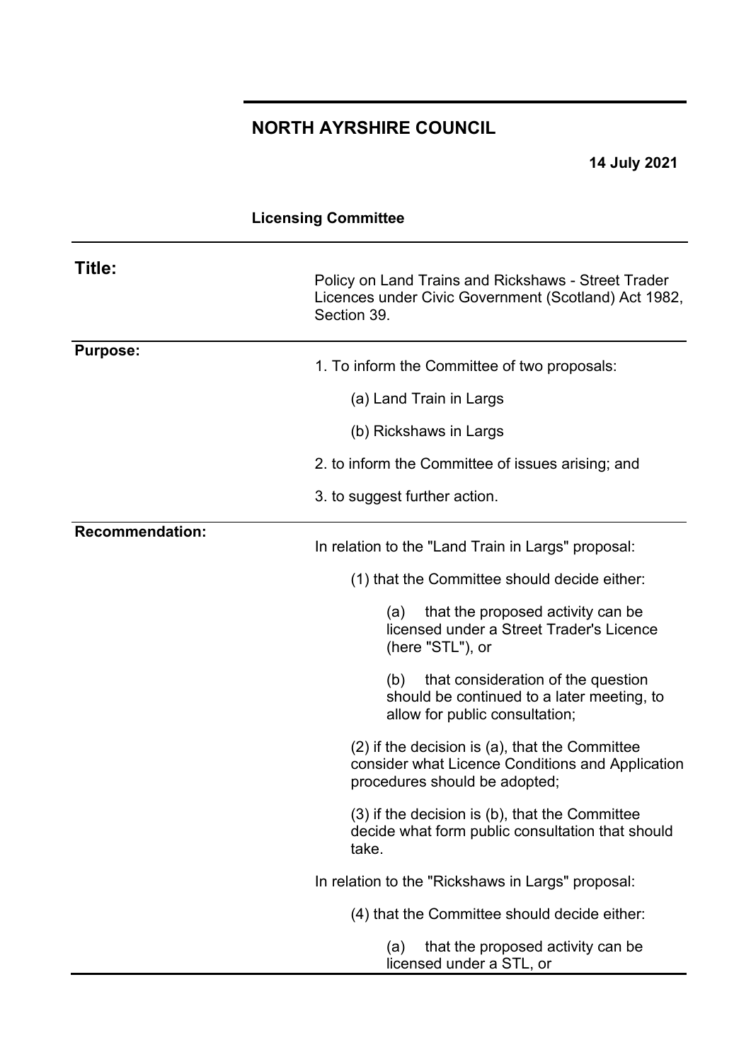# NORTH AYRSHIRE COUNCIL

**14 July 2021**

**Licensing Committee**

| | |
|---|---|
| **Title:** | Policy on Land Trains and Rickshaws - Street Trader Licences under Civic Government (Scotland) Act 1982, Section 39. |
| **Purpose:** | 1. To inform the Committee of two proposals:<br><br>(a) Land Train in Largs<br><br>(b) Rickshaws in Largs<br><br>2. to inform the Committee of issues arising; and<br><br>3. to suggest further action. |
| **Recommendation:** | In relation to the "Land Train in Largs" proposal:<br><br>(1) that the Committee should decide either:<br><br>(a) that the proposed activity can be licensed under a Street Trader's Licence (here "STL"), or<br><br>(b) that consideration of the question should be continued to a later meeting, to allow for public consultation;<br><br>(2) if the decision is (a), that the Committee consider what Licence Conditions and Application procedures should be adopted;<br><br>(3) if the decision is (b), that the Committee decide what form public consultation that should take.<br><br>In relation to the "Rickshaws in Largs" proposal:<br><br>(4) that the Committee should decide either:<br><br>(a) that the proposed activity can be licensed under a STL, or |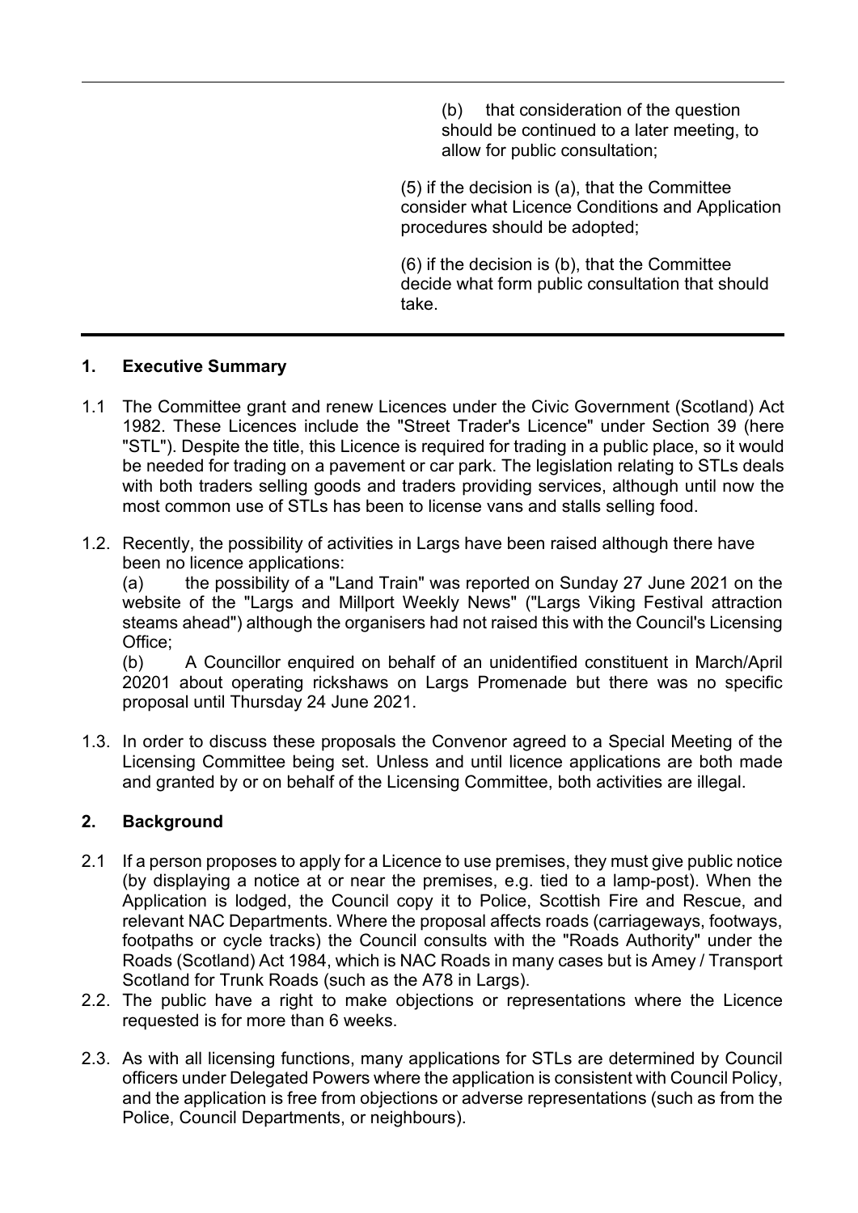(b) that consideration of the question should be continued to a later meeting, to allow for public consultation;

(5) if the decision is (a), that the Committee consider what Licence Conditions and Application procedures should be adopted;

(6) if the decision is (b), that the Committee decide what form public consultation that should take.

## 1. Executive Summary

1.1 The Committee grant and renew Licences under the Civic Government (Scotland) Act 1982. These Licences include the "Street Trader's Licence" under Section 39 (here "STL"). Despite the title, this Licence is required for trading in a public place, so it would be needed for trading on a pavement or car park. The legislation relating to STLs deals with both traders selling goods and traders providing services, although until now the most common use of STLs has been to license vans and stalls selling food.

1.2. Recently, the possibility of activities in Largs have been raised although there have been no licence applications:

(a) the possibility of a "Land Train" was reported on Sunday 27 June 2021 on the website of the "Largs and Millport Weekly News" ("Largs Viking Festival attraction steams ahead") although the organisers had not raised this with the Council's Licensing Office;

(b) A Councillor enquired on behalf of an unidentified constituent in March/April 20201 about operating rickshaws on Largs Promenade but there was no specific proposal until Thursday 24 June 2021.

1.3. In order to discuss these proposals the Convenor agreed to a Special Meeting of the Licensing Committee being set. Unless and until licence applications are both made and granted by or on behalf of the Licensing Committee, both activities are illegal.

## 2. Background

2.1 If a person proposes to apply for a Licence to use premises, they must give public notice (by displaying a notice at or near the premises, e.g. tied to a lamp-post). When the Application is lodged, the Council copy it to Police, Scottish Fire and Rescue, and relevant NAC Departments. Where the proposal affects roads (carriageways, footways, footpaths or cycle tracks) the Council consults with the "Roads Authority" under the Roads (Scotland) Act 1984, which is NAC Roads in many cases but is Amey / Transport Scotland for Trunk Roads (such as the A78 in Largs).

2.2. The public have a right to make objections or representations where the Licence requested is for more than 6 weeks.

2.3. As with all licensing functions, many applications for STLs are determined by Council officers under Delegated Powers where the application is consistent with Council Policy, and the application is free from objections or adverse representations (such as from the Police, Council Departments, or neighbours).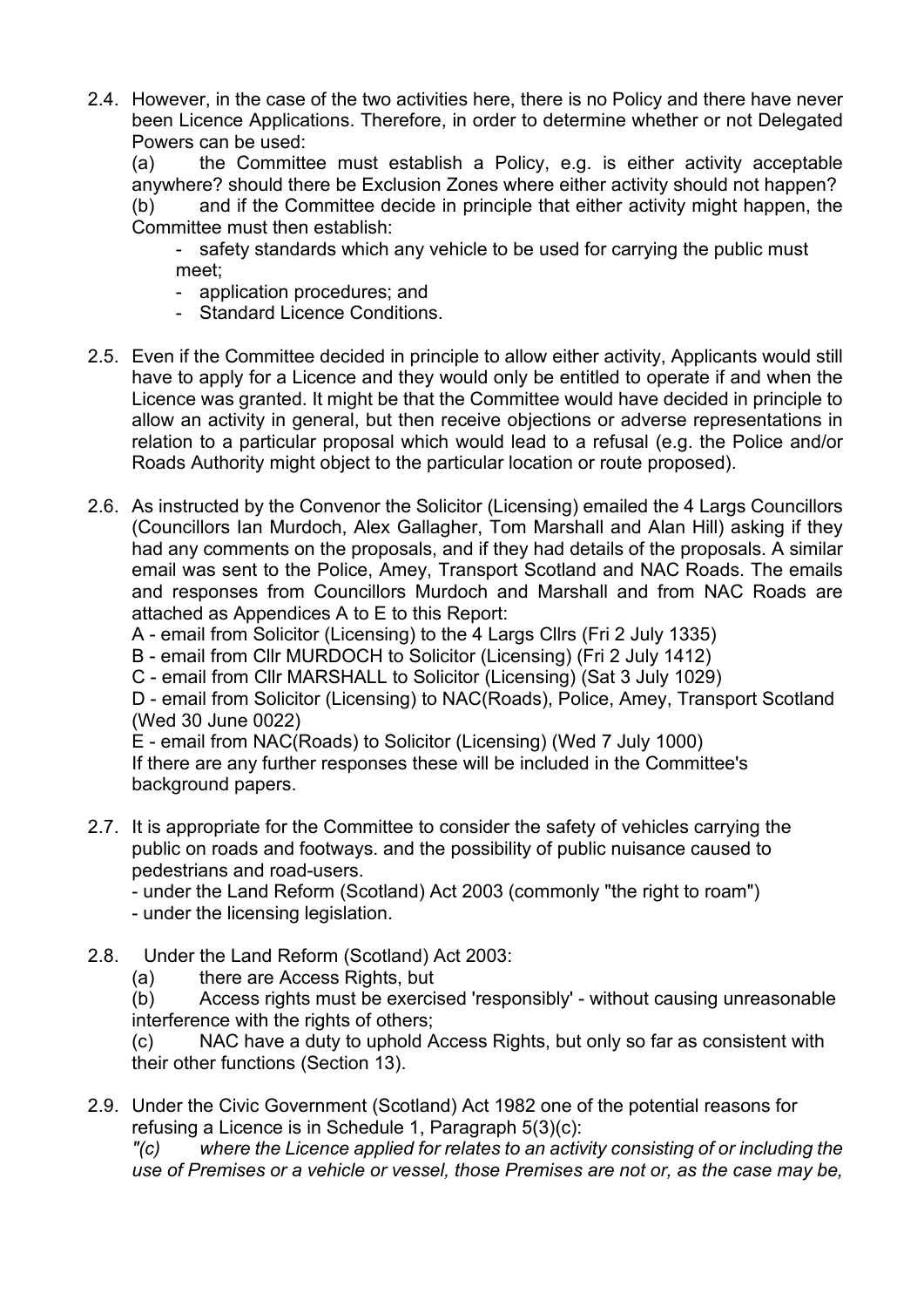2.4. However, in the case of the two activities here, there is no Policy and there have never been Licence Applications. Therefore, in order to determine whether or not Delegated Powers can be used:

(a) the Committee must establish a Policy, e.g. is either activity acceptable anywhere? should there be Exclusion Zones where either activity should not happen?

(b) and if the Committee decide in principle that either activity might happen, the Committee must then establish:

- safety standards which any vehicle to be used for carrying the public must meet;
- application procedures; and
- Standard Licence Conditions.

2.5. Even if the Committee decided in principle to allow either activity, Applicants would still have to apply for a Licence and they would only be entitled to operate if and when the Licence was granted. It might be that the Committee would have decided in principle to allow an activity in general, but then receive objections or adverse representations in relation to a particular proposal which would lead to a refusal (e.g. the Police and/or Roads Authority might object to the particular location or route proposed).

2.6. As instructed by the Convenor the Solicitor (Licensing) emailed the 4 Largs Councillors (Councillors Ian Murdoch, Alex Gallagher, Tom Marshall and Alan Hill) asking if they had any comments on the proposals, and if they had details of the proposals. A similar email was sent to the Police, Amey, Transport Scotland and NAC Roads. The emails and responses from Councillors Murdoch and Marshall and from NAC Roads are attached as Appendices A to E to this Report:

A - email from Solicitor (Licensing) to the 4 Largs Cllrs (Fri 2 July 1335)
B - email from Cllr MURDOCH to Solicitor (Licensing) (Fri 2 July 1412)
C - email from Cllr MARSHALL to Solicitor (Licensing) (Sat 3 July 1029)
D - email from Solicitor (Licensing) to NAC(Roads), Police, Amey, Transport Scotland (Wed 30 June 0022)
E - email from NAC(Roads) to Solicitor (Licensing) (Wed 7 July 1000)

If there are any further responses these will be included in the Committee's background papers.

2.7. It is appropriate for the Committee to consider the safety of vehicles carrying the public on roads and footways. and the possibility of public nuisance caused to pedestrians and road-users.

- under the Land Reform (Scotland) Act 2003 (commonly "the right to roam")
- under the licensing legislation.

2.8. Under the Land Reform (Scotland) Act 2003:

(a) there are Access Rights, but

(b) Access rights must be exercised 'responsibly' - without causing unreasonable interference with the rights of others;

(c) NAC have a duty to uphold Access Rights, but only so far as consistent with their other functions (Section 13).

2.9. Under the Civic Government (Scotland) Act 1982 one of the potential reasons for refusing a Licence is in Schedule 1, Paragraph 5(3)(c):

*"(c) where the Licence applied for relates to an activity consisting of or including the use of Premises or a vehicle or vessel, those Premises are not or, as the case may be,*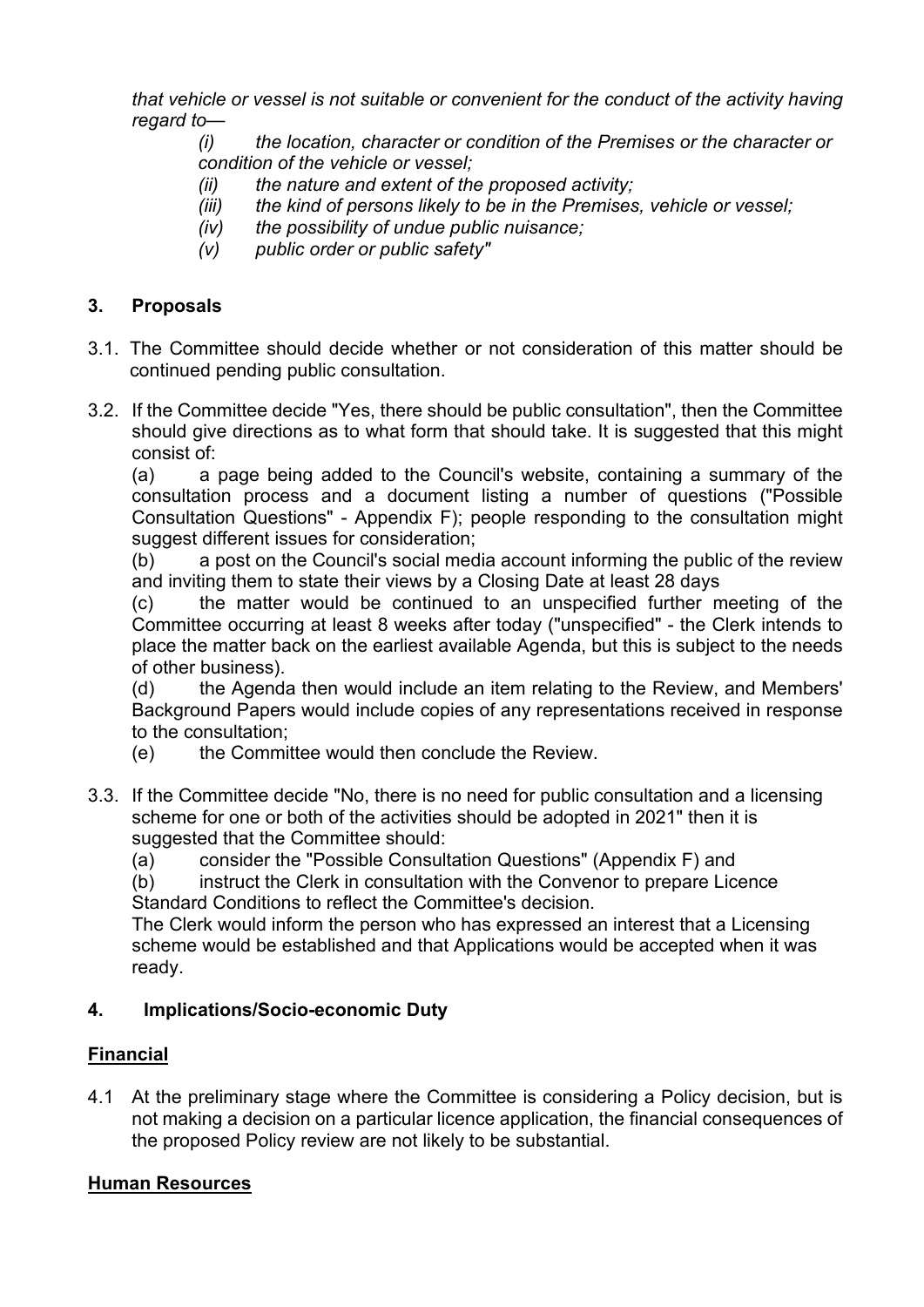*that vehicle or vessel is not suitable or convenient for the conduct of the activity having regard to—*

> *(i) the location, character or condition of the Premises or the character or condition of the vehicle or vessel;*
> *(ii) the nature and extent of the proposed activity;*
> *(iii) the kind of persons likely to be in the Premises, vehicle or vessel;*
> *(iv) the possibility of undue public nuisance;*
> *(v) public order or public safety"*

## 3. Proposals

3.1. The Committee should decide whether or not consideration of this matter should be continued pending public consultation.

3.2. If the Committee decide "Yes, there should be public consultation", then the Committee should give directions as to what form that should take. It is suggested that this might consist of:

(a) a page being added to the Council's website, containing a summary of the consultation process and a document listing a number of questions ("Possible Consultation Questions" - Appendix F); people responding to the consultation might suggest different issues for consideration;

(b) a post on the Council's social media account informing the public of the review and inviting them to state their views by a Closing Date at least 28 days

(c) the matter would be continued to an unspecified further meeting of the Committee occurring at least 8 weeks after today ("unspecified" - the Clerk intends to place the matter back on the earliest available Agenda, but this is subject to the needs of other business).

(d) the Agenda then would include an item relating to the Review, and Members' Background Papers would include copies of any representations received in response to the consultation;

(e) the Committee would then conclude the Review.

3.3. If the Committee decide "No, there is no need for public consultation and a licensing scheme for one or both of the activities should be adopted in 2021" then it is suggested that the Committee should:

(a) consider the "Possible Consultation Questions" (Appendix F) and

(b) instruct the Clerk in consultation with the Convenor to prepare Licence Standard Conditions to reflect the Committee's decision.

The Clerk would inform the person who has expressed an interest that a Licensing scheme would be established and that Applications would be accepted when it was ready.

## 4. Implications/Socio-economic Duty

**Financial**

4.1 At the preliminary stage where the Committee is considering a Policy decision, but is not making a decision on a particular licence application, the financial consequences of the proposed Policy review are not likely to be substantial.

**Human Resources**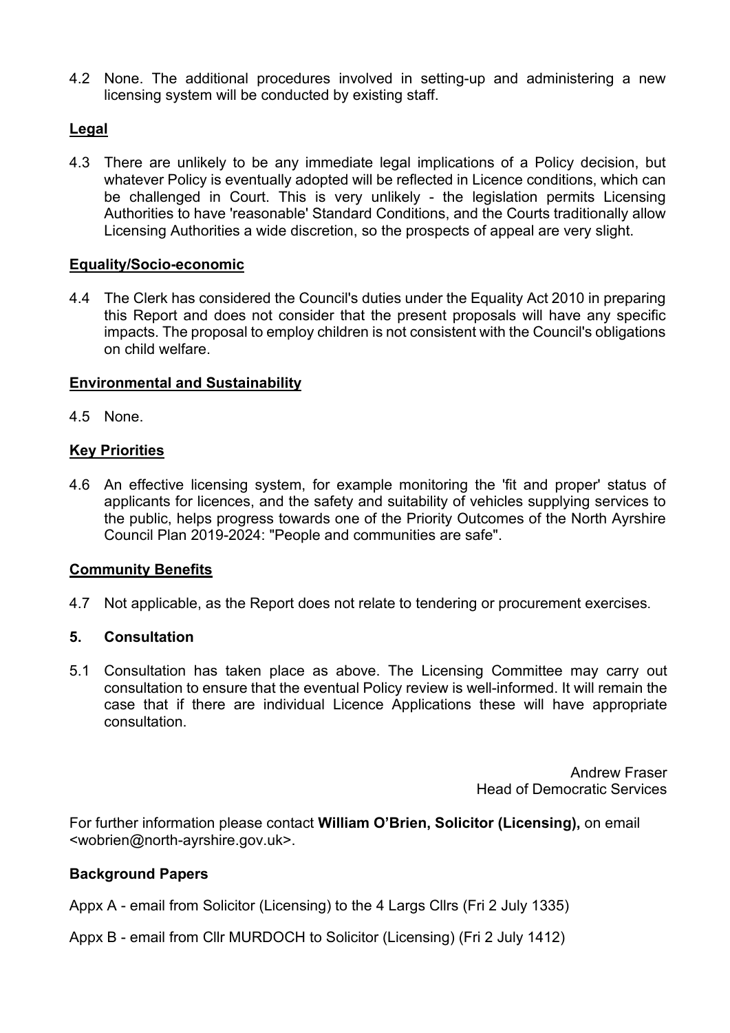4.2 None. The additional procedures involved in setting-up and administering a new licensing system will be conducted by existing staff.

**Legal**

4.3 There are unlikely to be any immediate legal implications of a Policy decision, but whatever Policy is eventually adopted will be reflected in Licence conditions, which can be challenged in Court. This is very unlikely - the legislation permits Licensing Authorities to have 'reasonable' Standard Conditions, and the Courts traditionally allow Licensing Authorities a wide discretion, so the prospects of appeal are very slight.

**Equality/Socio-economic**

4.4 The Clerk has considered the Council's duties under the Equality Act 2010 in preparing this Report and does not consider that the present proposals will have any specific impacts. The proposal to employ children is not consistent with the Council's obligations on child welfare.

**Environmental and Sustainability**

4.5 None.

**Key Priorities**

4.6 An effective licensing system, for example monitoring the 'fit and proper' status of applicants for licences, and the safety and suitability of vehicles supplying services to the public, helps progress towards one of the Priority Outcomes of the North Ayrshire Council Plan 2019-2024: "People and communities are safe".

**Community Benefits**

4.7 Not applicable, as the Report does not relate to tendering or procurement exercises.

**5. Consultation**

5.1 Consultation has taken place as above. The Licensing Committee may carry out consultation to ensure that the eventual Policy review is well-informed. It will remain the case that if there are individual Licence Applications these will have appropriate consultation.

Andrew Fraser
Head of Democratic Services

For further information please contact **William O'Brien, Solicitor (Licensing),** on email <wobrien@north-ayrshire.gov.uk>.

**Background Papers**

Appx A - email from Solicitor (Licensing) to the 4 Largs Cllrs (Fri 2 July 1335)

Appx B - email from Cllr MURDOCH to Solicitor (Licensing) (Fri 2 July 1412)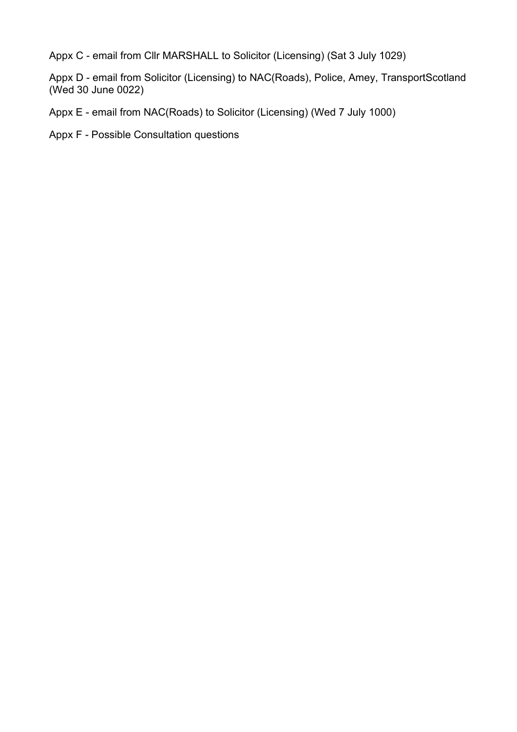Appx C - email from Cllr MARSHALL to Solicitor (Licensing) (Sat 3 July 1029)

Appx D - email from Solicitor (Licensing) to NAC(Roads), Police, Amey, TransportScotland (Wed 30 June 0022)

Appx E - email from NAC(Roads) to Solicitor (Licensing) (Wed 7 July 1000)

Appx F - Possible Consultation questions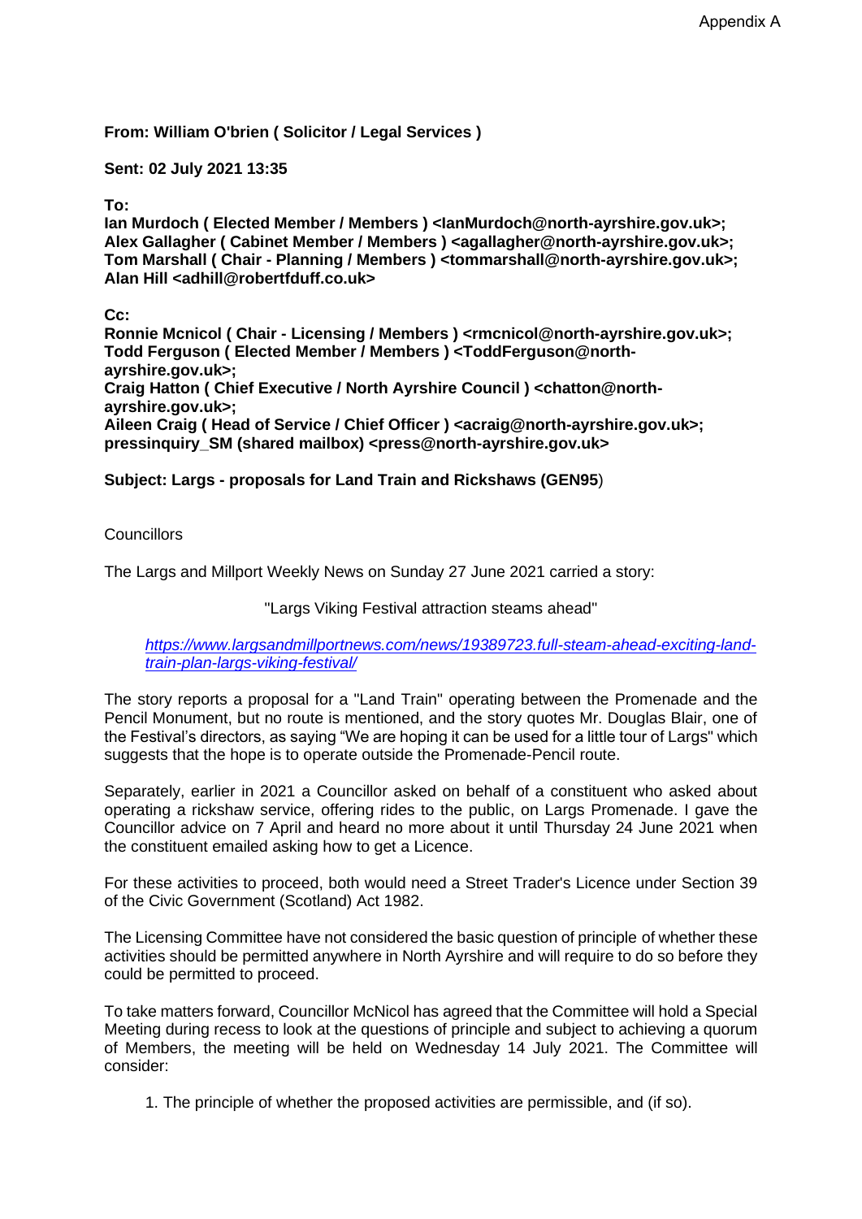Appendix A

**From: William O'brien ( Solicitor / Legal Services )**

**Sent: 02 July 2021 13:35**

**To:**
**Ian Murdoch ( Elected Member / Members ) <IanMurdoch@north-ayrshire.gov.uk>;**
**Alex Gallagher ( Cabinet Member / Members ) <agallagher@north-ayrshire.gov.uk>;**
**Tom Marshall ( Chair - Planning / Members ) <tommarshall@north-ayrshire.gov.uk>;**
**Alan Hill <adhill@robertfduff.co.uk>**

**Cc:**
**Ronnie Mcnicol ( Chair - Licensing / Members ) <rmcnicol@north-ayrshire.gov.uk>;**
**Todd Ferguson ( Elected Member / Members ) <ToddFerguson@north-ayrshire.gov.uk>;**
**Craig Hatton ( Chief Executive / North Ayrshire Council ) <chatton@north-ayrshire.gov.uk>;**
**Aileen Craig ( Head of Service / Chief Officer ) <acraig@north-ayrshire.gov.uk>;**
**pressinquiry_SM (shared mailbox) <press@north-ayrshire.gov.uk>**

**Subject: Largs - proposals for Land Train and Rickshaws (GEN95)**

Councillors

The Largs and Millport Weekly News on Sunday 27 June 2021 carried a story:

"Largs Viking Festival attraction steams ahead"

*https://www.largsandmillportnews.com/news/19389723.full-steam-ahead-exciting-land-train-plan-largs-viking-festival/*

The story reports a proposal for a "Land Train" operating between the Promenade and the Pencil Monument, but no route is mentioned, and the story quotes Mr. Douglas Blair, one of the Festival's directors, as saying "We are hoping it can be used for a little tour of Largs" which suggests that the hope is to operate outside the Promenade-Pencil route.

Separately, earlier in 2021 a Councillor asked on behalf of a constituent who asked about operating a rickshaw service, offering rides to the public, on Largs Promenade. I gave the Councillor advice on 7 April and heard no more about it until Thursday 24 June 2021 when the constituent emailed asking how to get a Licence.

For these activities to proceed, both would need a Street Trader's Licence under Section 39 of the Civic Government (Scotland) Act 1982.

The Licensing Committee have not considered the basic question of principle of whether these activities should be permitted anywhere in North Ayrshire and will require to do so before they could be permitted to proceed.

To take matters forward, Councillor McNicol has agreed that the Committee will hold a Special Meeting during recess to look at the questions of principle and subject to achieving a quorum of Members, the meeting will be held on Wednesday 14 July 2021. The Committee will consider:

1. The principle of whether the proposed activities are permissible, and (if so).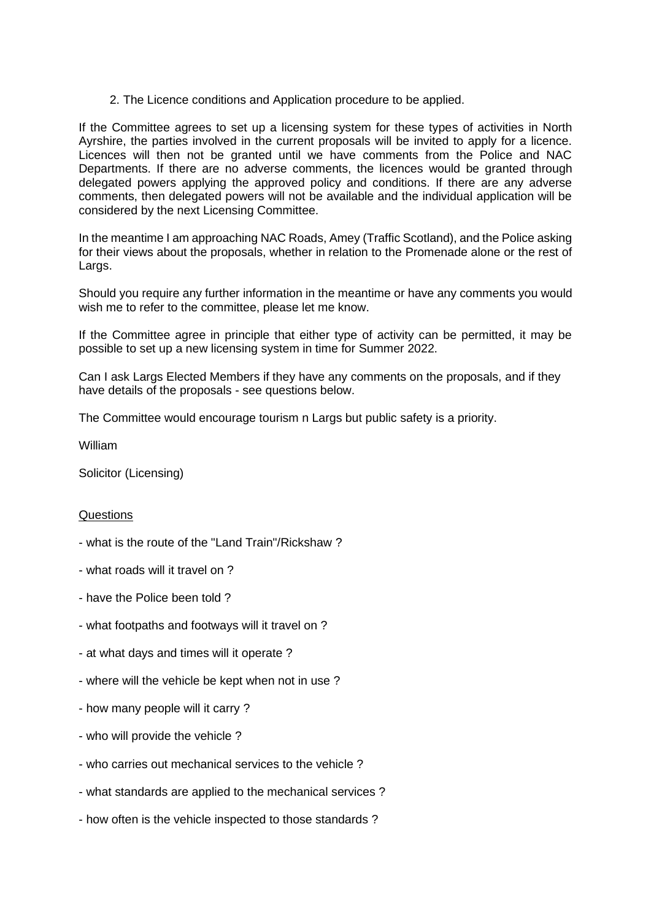2. The Licence conditions and Application procedure to be applied.

If the Committee agrees to set up a licensing system for these types of activities in North Ayrshire, the parties involved in the current proposals will be invited to apply for a licence. Licences will then not be granted until we have comments from the Police and NAC Departments. If there are no adverse comments, the licences would be granted through delegated powers applying the approved policy and conditions. If there are any adverse comments, then delegated powers will not be available and the individual application will be considered by the next Licensing Committee.

In the meantime I am approaching NAC Roads, Amey (Traffic Scotland), and the Police asking for their views about the proposals, whether in relation to the Promenade alone or the rest of Largs.

Should you require any further information in the meantime or have any comments you would wish me to refer to the committee, please let me know.

If the Committee agree in principle that either type of activity can be permitted, it may be possible to set up a new licensing system in time for Summer 2022.

Can I ask Largs Elected Members if they have any comments on the proposals, and if they have details of the proposals - see questions below.

The Committee would encourage tourism n Largs but public safety is a priority.

William

Solicitor (Licensing)

Questions

- what is the route of the "Land Train"/Rickshaw ?
- what roads will it travel on ?
- have the Police been told ?
- what footpaths and footways will it travel on ?
- at what days and times will it operate ?
- where will the vehicle be kept when not in use ?
- how many people will it carry ?
- who will provide the vehicle ?
- who carries out mechanical services to the vehicle ?
- what standards are applied to the mechanical services ?
- how often is the vehicle inspected to those standards ?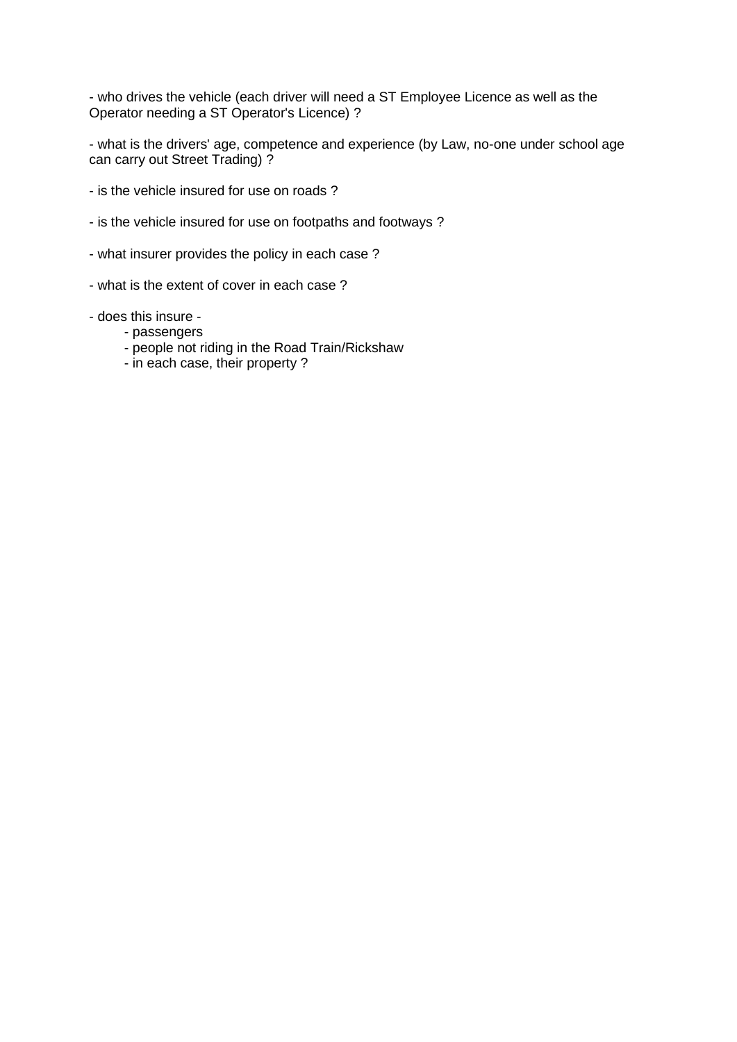- who drives the vehicle (each driver will need a ST Employee Licence as well as the Operator needing a ST Operator's Licence) ?

- what is the drivers' age, competence and experience (by Law, no-one under school age can carry out Street Trading) ?

- is the vehicle insured for use on roads ?

- is the vehicle insured for use on footpaths and footways ?

- what insurer provides the policy in each case ?

- what is the extent of cover in each case ?

- does this insure -
    - passengers
    - people not riding in the Road Train/Rickshaw
    - in each case, their property ?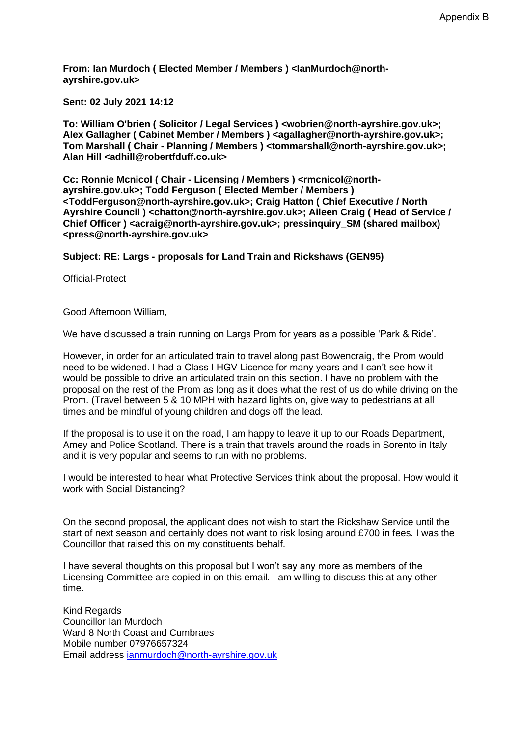Appendix B

**From: Ian Murdoch ( Elected Member / Members ) <IanMurdoch@north-ayrshire.gov.uk>**

**Sent: 02 July 2021 14:12**

**To: William O'brien ( Solicitor / Legal Services ) <wobrien@north-ayrshire.gov.uk>; Alex Gallagher ( Cabinet Member / Members ) <agallagher@north-ayrshire.gov.uk>; Tom Marshall ( Chair - Planning / Members ) <tommarshall@north-ayrshire.gov.uk>; Alan Hill <adhill@robertfduff.co.uk>**

**Cc: Ronnie Mcnicol ( Chair - Licensing / Members ) <rmcnicol@north-ayrshire.gov.uk>; Todd Ferguson ( Elected Member / Members ) <ToddFerguson@north-ayrshire.gov.uk>; Craig Hatton ( Chief Executive / North Ayrshire Council ) <chatton@north-ayrshire.gov.uk>; Aileen Craig ( Head of Service / Chief Officer ) <acraig@north-ayrshire.gov.uk>; pressinquiry_SM (shared mailbox) <press@north-ayrshire.gov.uk>**

**Subject: RE: Largs - proposals for Land Train and Rickshaws (GEN95)**

Official-Protect

Good Afternoon William,

We have discussed a train running on Largs Prom for years as a possible 'Park & Ride'.

However, in order for an articulated train to travel along past Bowencraig, the Prom would need to be widened. I had a Class I HGV Licence for many years and I can't see how it would be possible to drive an articulated train on this section. I have no problem with the proposal on the rest of the Prom as long as it does what the rest of us do while driving on the Prom. (Travel between 5 & 10 MPH with hazard lights on, give way to pedestrians at all times and be mindful of young children and dogs off the lead.

If the proposal is to use it on the road, I am happy to leave it up to our Roads Department, Amey and Police Scotland. There is a train that travels around the roads in Sorento in Italy and it is very popular and seems to run with no problems.

I would be interested to hear what Protective Services think about the proposal. How would it work with Social Distancing?

On the second proposal, the applicant does not wish to start the Rickshaw Service until the start of next season and certainly does not want to risk losing around £700 in fees. I was the Councillor that raised this on my constituents behalf.

I have several thoughts on this proposal but I won't say any more as members of the Licensing Committee are copied in on this email. I am willing to discuss this at any other time.

Kind Regards
Councillor Ian Murdoch
Ward 8 North Coast and Cumbraes
Mobile number 07976657324
Email address ianmurdoch@north-ayrshire.gov.uk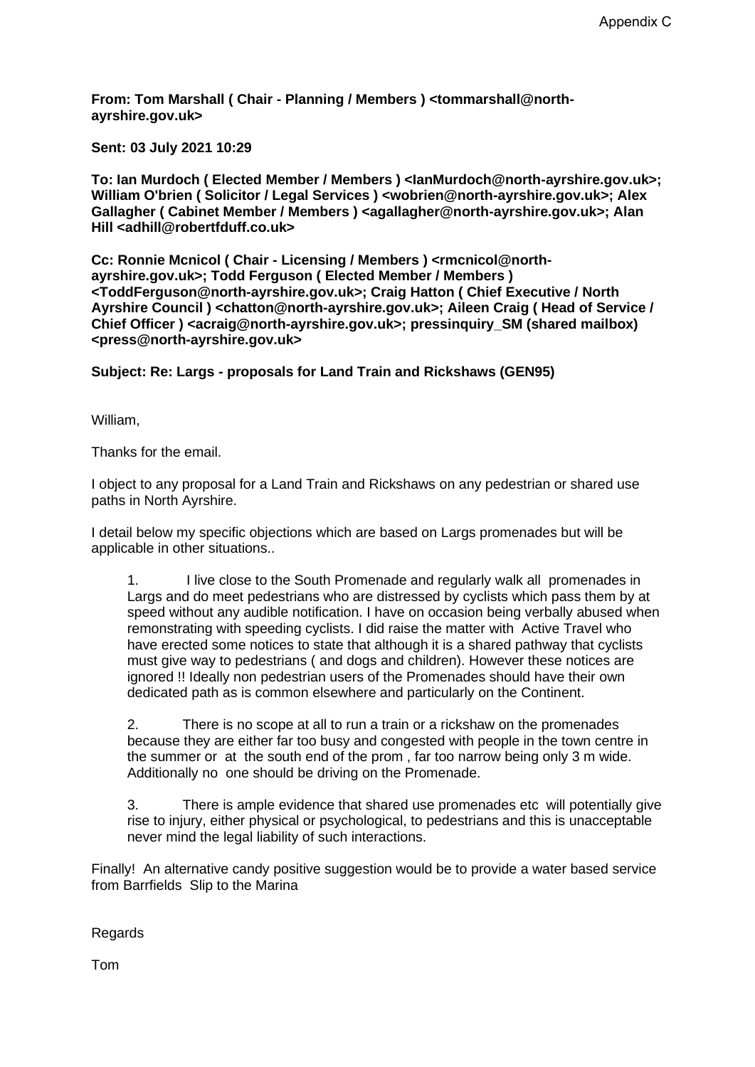Appendix C

**From: Tom Marshall ( Chair - Planning / Members ) <tommarshall@north-ayrshire.gov.uk>**

**Sent: 03 July 2021 10:29**

**To: Ian Murdoch ( Elected Member / Members ) <IanMurdoch@north-ayrshire.gov.uk>; William O'brien ( Solicitor / Legal Services ) <wobrien@north-ayrshire.gov.uk>; Alex Gallagher ( Cabinet Member / Members ) <agallagher@north-ayrshire.gov.uk>; Alan Hill <adhill@robertfduff.co.uk>**

**Cc: Ronnie Mcnicol ( Chair - Licensing / Members ) <rmcnicol@north-ayrshire.gov.uk>; Todd Ferguson ( Elected Member / Members ) <ToddFerguson@north-ayrshire.gov.uk>; Craig Hatton ( Chief Executive / North Ayrshire Council ) <chatton@north-ayrshire.gov.uk>; Aileen Craig ( Head of Service / Chief Officer ) <acraig@north-ayrshire.gov.uk>; pressinquiry_SM (shared mailbox) <press@north-ayrshire.gov.uk>**

**Subject: Re: Largs - proposals for Land Train and Rickshaws (GEN95)**

William,

Thanks for the email.

I object to any proposal for a Land Train and Rickshaws on any pedestrian or shared use paths in North Ayrshire.

I detail below my specific objections which are based on Largs promenades but will be applicable in other situations..

1. I live close to the South Promenade and regularly walk all promenades in Largs and do meet pedestrians who are distressed by cyclists which pass them by at speed without any audible notification. I have on occasion being verbally abused when remonstrating with speeding cyclists. I did raise the matter with Active Travel who have erected some notices to state that although it is a shared pathway that cyclists must give way to pedestrians ( and dogs and children). However these notices are ignored !! Ideally non pedestrian users of the Promenades should have their own dedicated path as is common elsewhere and particularly on the Continent.

2. There is no scope at all to run a train or a rickshaw on the promenades because they are either far too busy and congested with people in the town centre in the summer or at the south end of the prom , far too narrow being only 3 m wide. Additionally no one should be driving on the Promenade.

3. There is ample evidence that shared use promenades etc will potentially give rise to injury, either physical or psychological, to pedestrians and this is unacceptable never mind the legal liability of such interactions.

Finally! An alternative candy positive suggestion would be to provide a water based service from Barrfields Slip to the Marina

Regards

Tom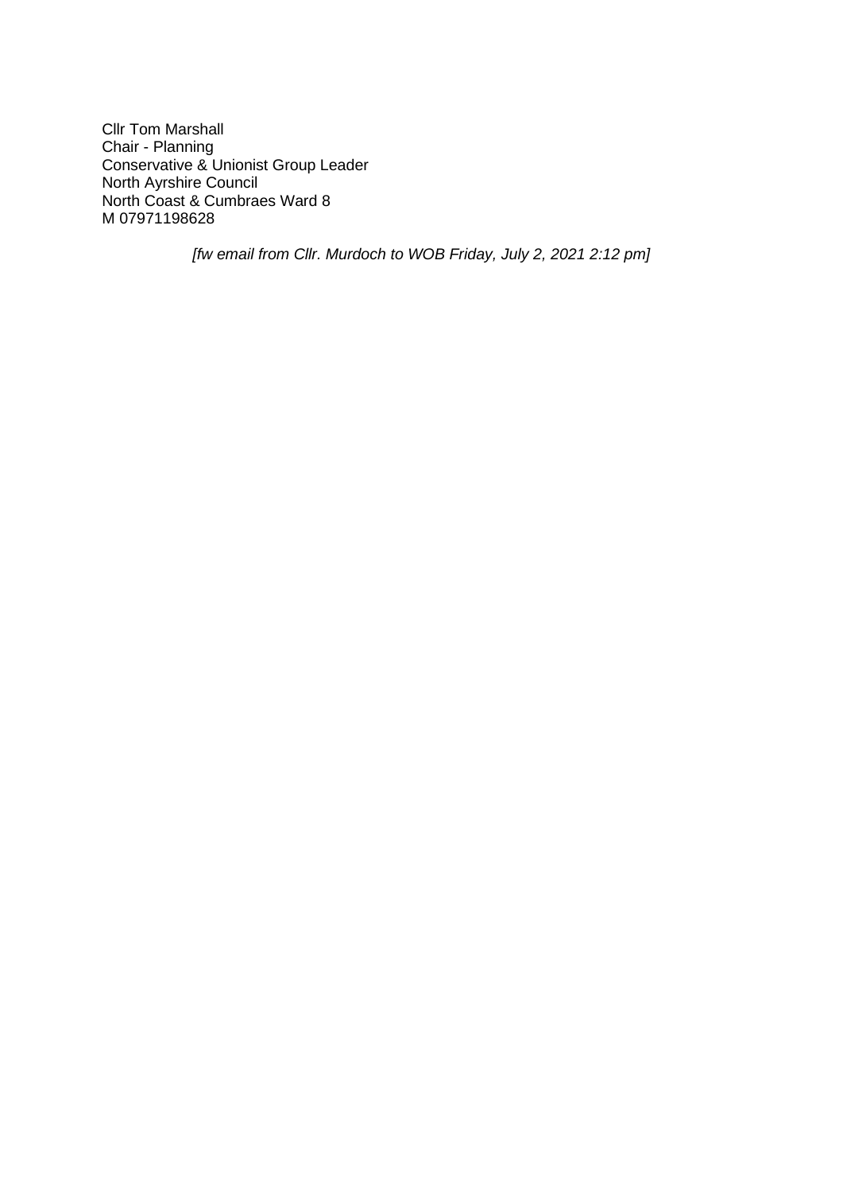Cllr Tom Marshall  
Chair - Planning  
Conservative & Unionist Group Leader  
North Ayrshire Council  
North Coast & Cumbraes Ward 8  
M 07971198628

*[fw email from Cllr. Murdoch to WOB Friday, July 2, 2021 2:12 pm]*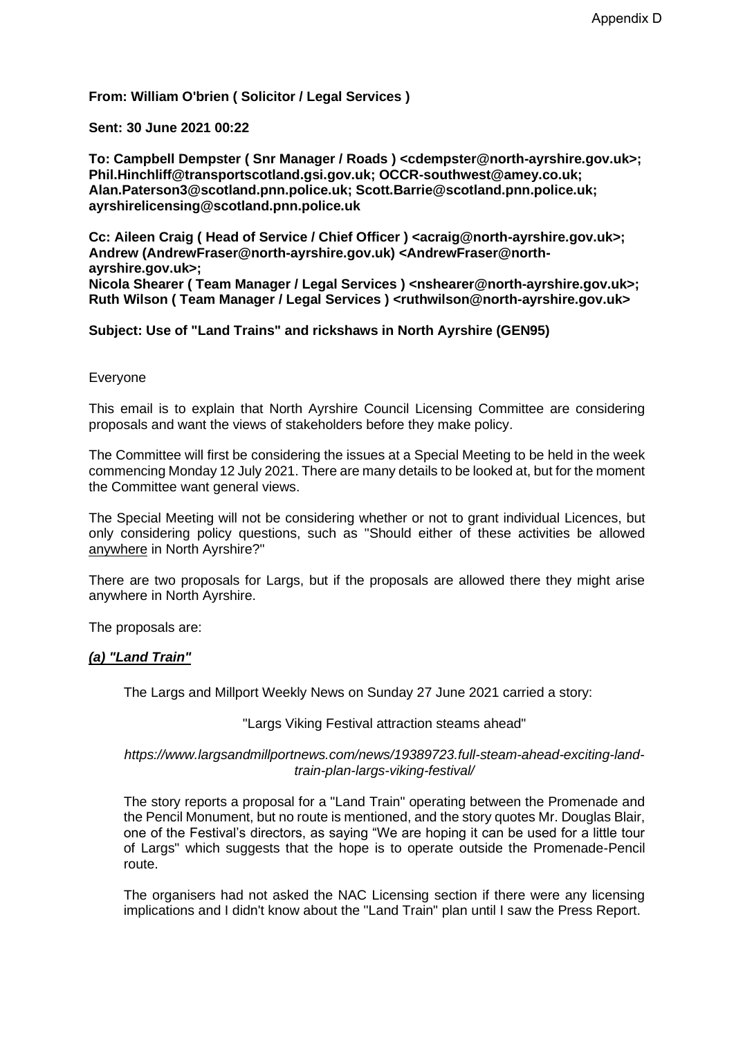Appendix D

**From: William O'brien ( Solicitor / Legal Services )**

**Sent: 30 June 2021 00:22**

**To: Campbell Dempster ( Snr Manager / Roads ) <cdempster@north-ayrshire.gov.uk>; Phil.Hinchliff@transportscotland.gsi.gov.uk; OCCR-southwest@amey.co.uk; Alan.Paterson3@scotland.pnn.police.uk; Scott.Barrie@scotland.pnn.police.uk; ayrshirelicensing@scotland.pnn.police.uk**

**Cc: Aileen Craig ( Head of Service / Chief Officer ) <acraig@north-ayrshire.gov.uk>; Andrew (AndrewFraser@north-ayrshire.gov.uk) <AndrewFraser@north-ayrshire.gov.uk>; Nicola Shearer ( Team Manager / Legal Services ) <nshearer@north-ayrshire.gov.uk>; Ruth Wilson ( Team Manager / Legal Services ) <ruthwilson@north-ayrshire.gov.uk>**

**Subject: Use of "Land Trains" and rickshaws in North Ayrshire (GEN95)**

Everyone

This email is to explain that North Ayrshire Council Licensing Committee are considering proposals and want the views of stakeholders before they make policy.

The Committee will first be considering the issues at a Special Meeting to be held in the week commencing Monday 12 July 2021. There are many details to be looked at, but for the moment the Committee want general views.

The Special Meeting will not be considering whether or not to grant individual Licences, but only considering policy questions, such as "Should either of these activities be allowed anywhere in North Ayrshire?"

There are two proposals for Largs, but if the proposals are allowed there they might arise anywhere in North Ayrshire.

The proposals are:

***(a) "Land Train"***

The Largs and Millport Weekly News on Sunday 27 June 2021 carried a story:

"Largs Viking Festival attraction steams ahead"

*https://www.largsandmillportnews.com/news/19389723.full-steam-ahead-exciting-land-train-plan-largs-viking-festival/*

The story reports a proposal for a "Land Train" operating between the Promenade and the Pencil Monument, but no route is mentioned, and the story quotes Mr. Douglas Blair, one of the Festival's directors, as saying "We are hoping it can be used for a little tour of Largs" which suggests that the hope is to operate outside the Promenade-Pencil route.

The organisers had not asked the NAC Licensing section if there were any licensing implications and I didn't know about the "Land Train" plan until I saw the Press Report.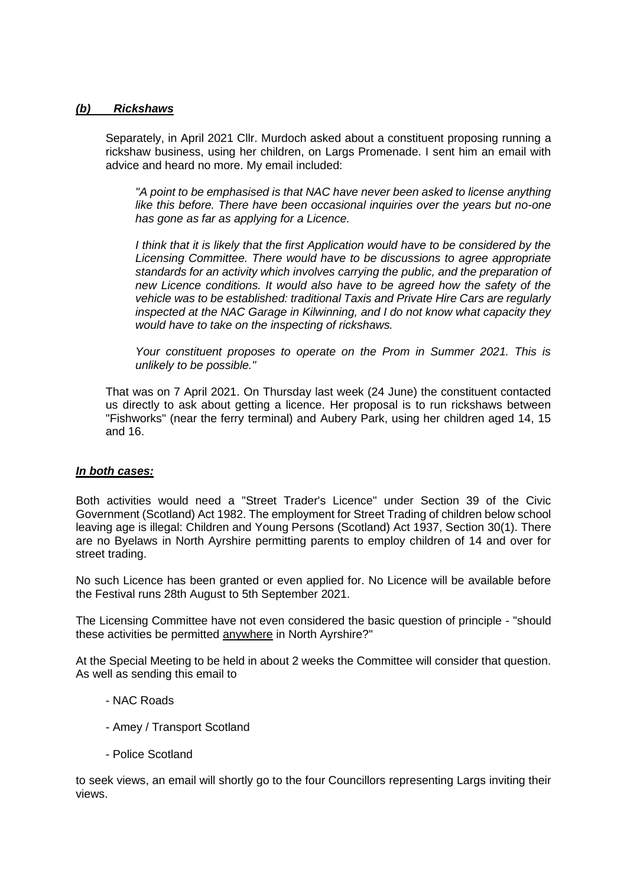### *(b) Rickshaws*

Separately, in April 2021 Cllr. Murdoch asked about a constituent proposing running a rickshaw business, using her children, on Largs Promenade. I sent him an email with advice and heard no more. My email included:

> *"A point to be emphasised is that NAC have never been asked to license anything like this before. There have been occasional inquiries over the years but no-one has gone as far as applying for a Licence.*
>
> *I think that it is likely that the first Application would have to be considered by the Licensing Committee. There would have to be discussions to agree appropriate standards for an activity which involves carrying the public, and the preparation of new Licence conditions. It would also have to be agreed how the safety of the vehicle was to be established: traditional Taxis and Private Hire Cars are regularly inspected at the NAC Garage in Kilwinning, and I do not know what capacity they would have to take on the inspecting of rickshaws.*
>
> *Your constituent proposes to operate on the Prom in Summer 2021. This is unlikely to be possible."*

That was on 7 April 2021. On Thursday last week (24 June) the constituent contacted us directly to ask about getting a licence. Her proposal is to run rickshaws between "Fishworks" (near the ferry terminal) and Aubery Park, using her children aged 14, 15 and 16.

### ***In both cases:***

Both activities would need a "Street Trader's Licence" under Section 39 of the Civic Government (Scotland) Act 1982. The employment for Street Trading of children below school leaving age is illegal: Children and Young Persons (Scotland) Act 1937, Section 30(1). There are no Byelaws in North Ayrshire permitting parents to employ children of 14 and over for street trading.

No such Licence has been granted or even applied for. No Licence will be available before the Festival runs 28th August to 5th September 2021.

The Licensing Committee have not even considered the basic question of principle - "should these activities be permitted anywhere in North Ayrshire?"

At the Special Meeting to be held in about 2 weeks the Committee will consider that question. As well as sending this email to

- NAC Roads
- Amey / Transport Scotland
- Police Scotland

to seek views, an email will shortly go to the four Councillors representing Largs inviting their views.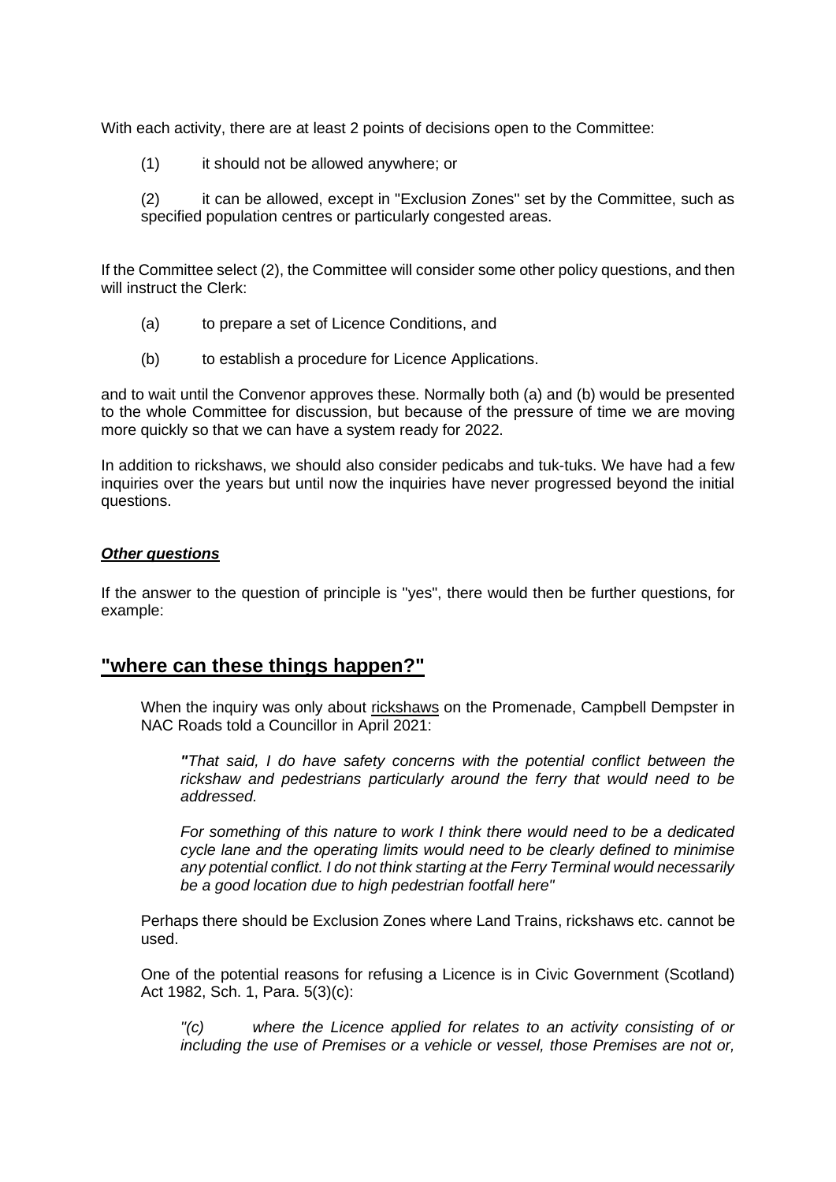With each activity, there are at least 2 points of decisions open to the Committee:

(1) it should not be allowed anywhere; or

(2) it can be allowed, except in "Exclusion Zones" set by the Committee, such as specified population centres or particularly congested areas.

If the Committee select (2), the Committee will consider some other policy questions, and then will instruct the Clerk:

(a) to prepare a set of Licence Conditions, and

(b) to establish a procedure for Licence Applications.

and to wait until the Convenor approves these. Normally both (a) and (b) would be presented to the whole Committee for discussion, but because of the pressure of time we are moving more quickly so that we can have a system ready for 2022.

In addition to rickshaws, we should also consider pedicabs and tuk-tuks. We have had a few inquiries over the years but until now the inquiries have never progressed beyond the initial questions.

***Other questions***

If the answer to the question of principle is "yes", there would then be further questions, for example:

## "where can these things happen?"

When the inquiry was only about rickshaws on the Promenade, Campbell Dempster in NAC Roads told a Councillor in April 2021:

> *"That said, I do have safety concerns with the potential conflict between the rickshaw and pedestrians particularly around the ferry that would need to be addressed.*
>
> *For something of this nature to work I think there would need to be a dedicated cycle lane and the operating limits would need to be clearly defined to minimise any potential conflict. I do not think starting at the Ferry Terminal would necessarily be a good location due to high pedestrian footfall here"*

Perhaps there should be Exclusion Zones where Land Trains, rickshaws etc. cannot be used.

One of the potential reasons for refusing a Licence is in Civic Government (Scotland) Act 1982, Sch. 1, Para. 5(3)(c):

> *"(c) where the Licence applied for relates to an activity consisting of or including the use of Premises or a vehicle or vessel, those Premises are not or,*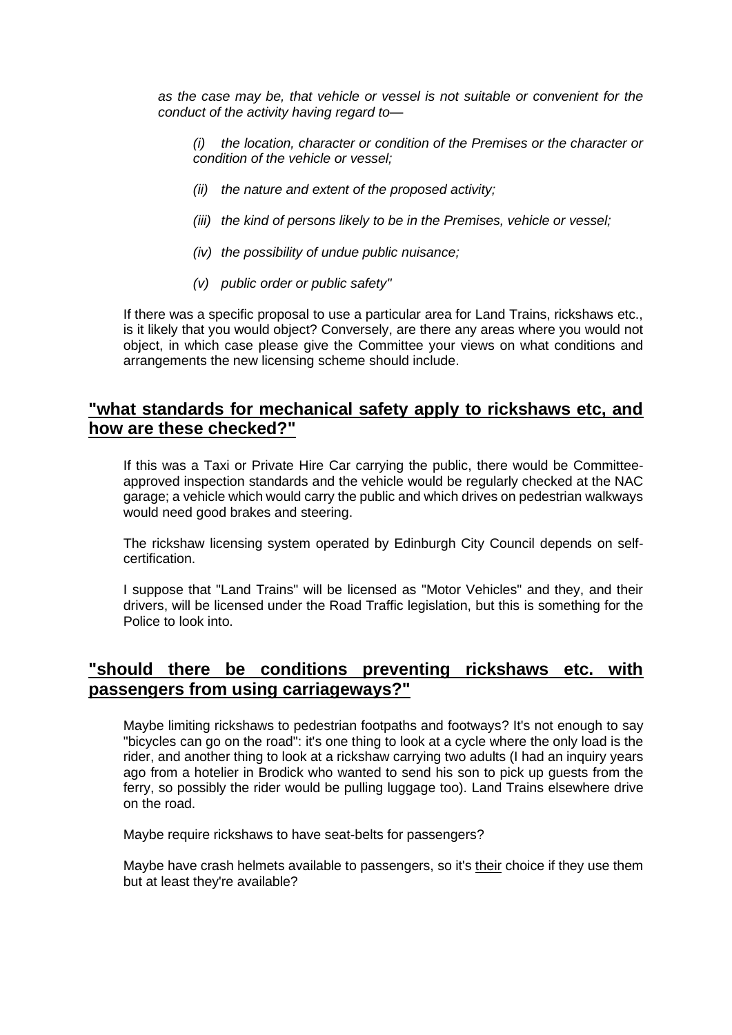*as the case may be, that vehicle or vessel is not suitable or convenient for the conduct of the activity having regard to—*

> *(i) the location, character or condition of the Premises or the character or condition of the vehicle or vessel;*
>
> *(ii) the nature and extent of the proposed activity;*
>
> *(iii) the kind of persons likely to be in the Premises, vehicle or vessel;*
>
> *(iv) the possibility of undue public nuisance;*
>
> *(v) public order or public safety"*

If there was a specific proposal to use a particular area for Land Trains, rickshaws etc., is it likely that you would object? Conversely, are there any areas where you would not object, in which case please give the Committee your views on what conditions and arrangements the new licensing scheme should include.

## "what standards for mechanical safety apply to rickshaws etc, and how are these checked?"

If this was a Taxi or Private Hire Car carrying the public, there would be Committee-approved inspection standards and the vehicle would be regularly checked at the NAC garage; a vehicle which would carry the public and which drives on pedestrian walkways would need good brakes and steering.

The rickshaw licensing system operated by Edinburgh City Council depends on self-certification.

I suppose that "Land Trains" will be licensed as "Motor Vehicles" and they, and their drivers, will be licensed under the Road Traffic legislation, but this is something for the Police to look into.

## "should there be conditions preventing rickshaws etc. with passengers from using carriageways?"

Maybe limiting rickshaws to pedestrian footpaths and footways? It's not enough to say "bicycles can go on the road": it's one thing to look at a cycle where the only load is the rider, and another thing to look at a rickshaw carrying two adults (I had an inquiry years ago from a hotelier in Brodick who wanted to send his son to pick up guests from the ferry, so possibly the rider would be pulling luggage too). Land Trains elsewhere drive on the road.

Maybe require rickshaws to have seat-belts for passengers?

Maybe have crash helmets available to passengers, so it's <u>their</u> choice if they use them but at least they're available?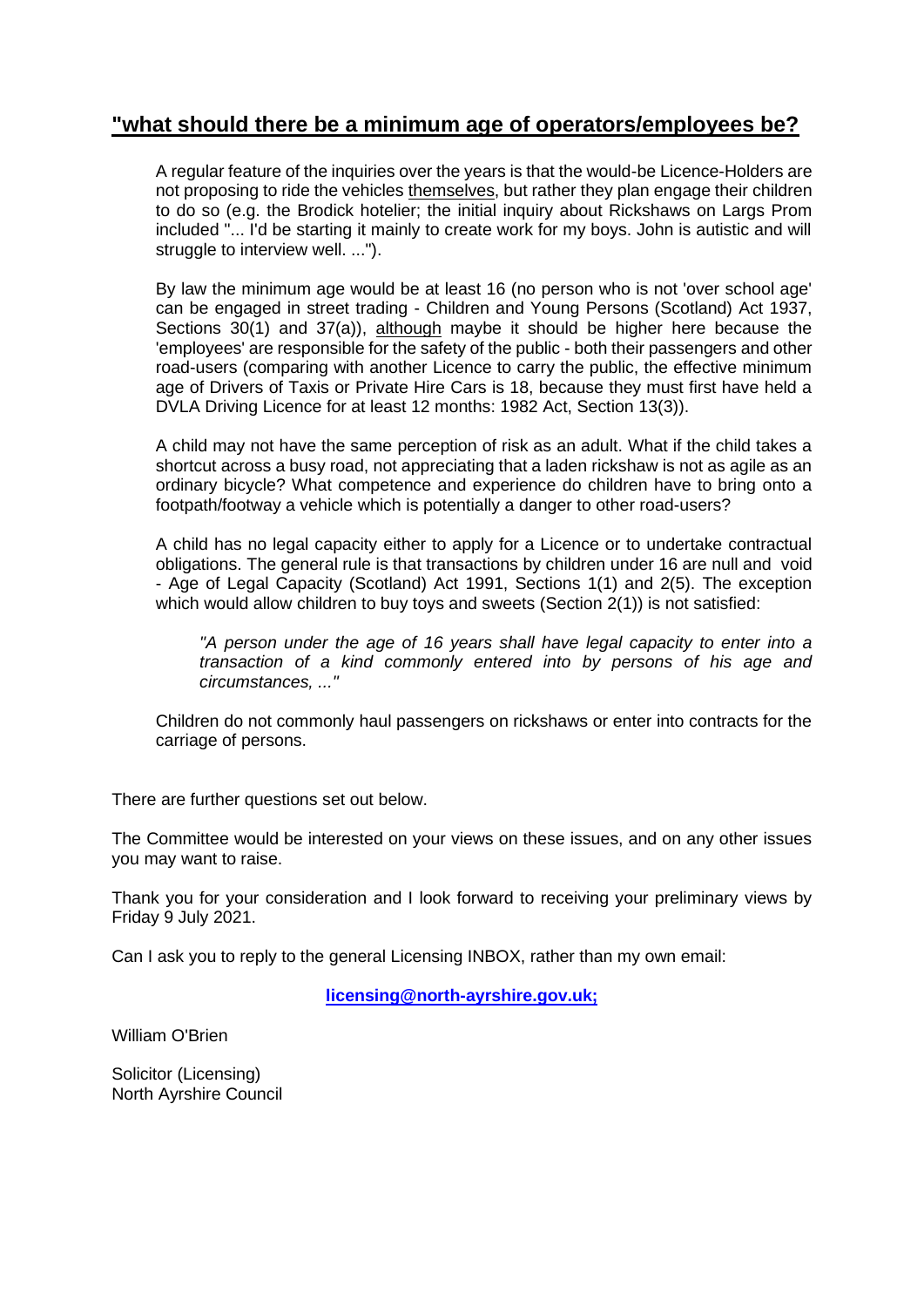## "what should there be a minimum age of operators/employees be?

A regular feature of the inquiries over the years is that the would-be Licence-Holders are not proposing to ride the vehicles themselves, but rather they plan engage their children to do so (e.g. the Brodick hotelier; the initial inquiry about Rickshaws on Largs Prom included "... I'd be starting it mainly to create work for my boys. John is autistic and will struggle to interview well. ...").

By law the minimum age would be at least 16 (no person who is not 'over school age' can be engaged in street trading - Children and Young Persons (Scotland) Act 1937, Sections 30(1) and 37(a)), although maybe it should be higher here because the 'employees' are responsible for the safety of the public - both their passengers and other road-users (comparing with another Licence to carry the public, the effective minimum age of Drivers of Taxis or Private Hire Cars is 18, because they must first have held a DVLA Driving Licence for at least 12 months: 1982 Act, Section 13(3)).

A child may not have the same perception of risk as an adult. What if the child takes a shortcut across a busy road, not appreciating that a laden rickshaw is not as agile as an ordinary bicycle? What competence and experience do children have to bring onto a footpath/footway a vehicle which is potentially a danger to other road-users?

A child has no legal capacity either to apply for a Licence or to undertake contractual obligations. The general rule is that transactions by children under 16 are null and void - Age of Legal Capacity (Scotland) Act 1991, Sections 1(1) and 2(5). The exception which would allow children to buy toys and sweets (Section 2(1)) is not satisfied:

> *"A person under the age of 16 years shall have legal capacity to enter into a transaction of a kind commonly entered into by persons of his age and circumstances, ..."*

Children do not commonly haul passengers on rickshaws or enter into contracts for the carriage of persons.

There are further questions set out below.

The Committee would be interested on your views on these issues, and on any other issues you may want to raise.

Thank you for your consideration and I look forward to receiving your preliminary views by Friday 9 July 2021.

Can I ask you to reply to the general Licensing INBOX, rather than my own email:

**licensing@north-ayrshire.gov.uk;**

William O'Brien

Solicitor (Licensing)
North Ayrshire Council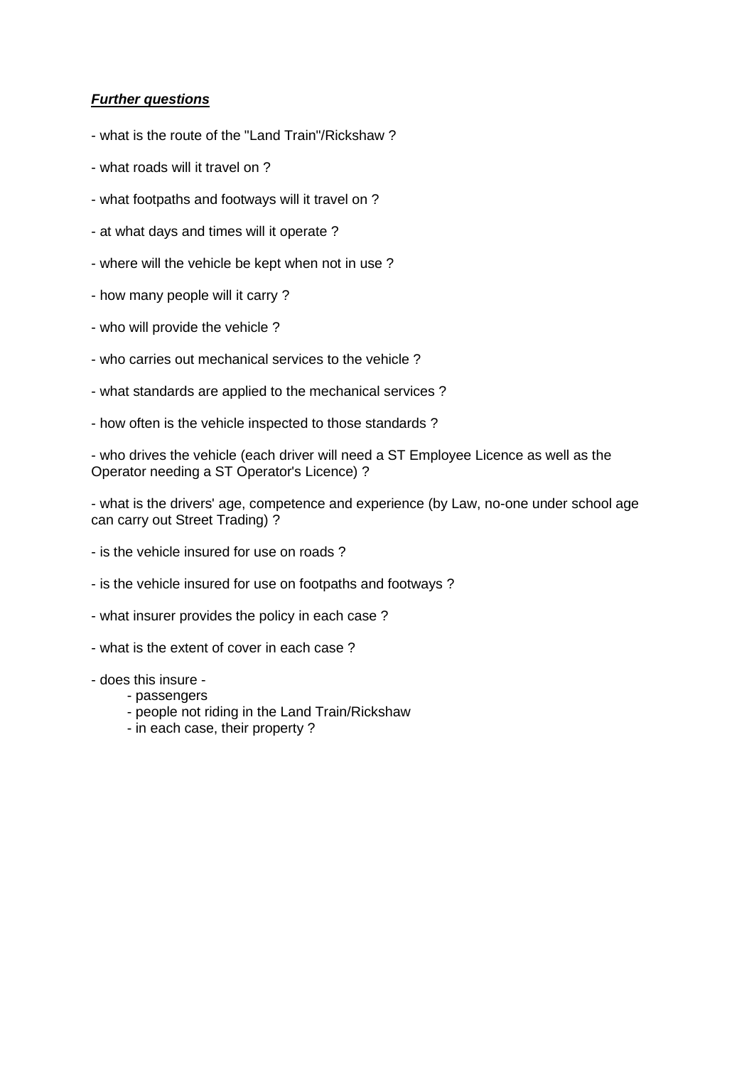***Further questions***

- what is the route of the "Land Train"/Rickshaw ?

- what roads will it travel on ?

- what footpaths and footways will it travel on ?

- at what days and times will it operate ?

- where will the vehicle be kept when not in use ?

- how many people will it carry ?

- who will provide the vehicle ?

- who carries out mechanical services to the vehicle ?

- what standards are applied to the mechanical services ?

- how often is the vehicle inspected to those standards ?

- who drives the vehicle (each driver will need a ST Employee Licence as well as the Operator needing a ST Operator's Licence) ?

- what is the drivers' age, competence and experience (by Law, no-one under school age can carry out Street Trading) ?

- is the vehicle insured for use on roads ?

- is the vehicle insured for use on footpaths and footways ?

- what insurer provides the policy in each case ?

- what is the extent of cover in each case ?

- does this insure -
    - passengers
    - people not riding in the Land Train/Rickshaw
    - in each case, their property ?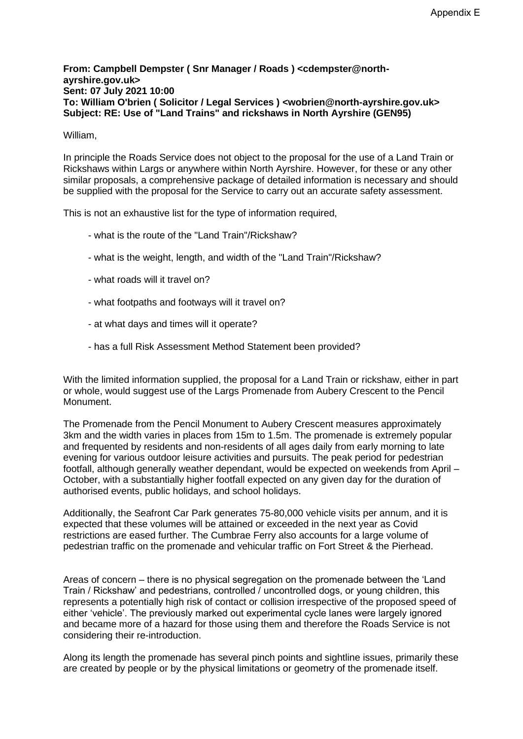Appendix E

**From: Campbell Dempster ( Snr Manager / Roads ) <cdempster@north-ayrshire.gov.uk>**
**Sent: 07 July 2021 10:00**
**To: William O'brien ( Solicitor / Legal Services ) <wobrien@north-ayrshire.gov.uk>**
**Subject: RE: Use of "Land Trains" and rickshaws in North Ayrshire (GEN95)**

William,

In principle the Roads Service does not object to the proposal for the use of a Land Train or Rickshaws within Largs or anywhere within North Ayrshire. However, for these or any other similar proposals, a comprehensive package of detailed information is necessary and should be supplied with the proposal for the Service to carry out an accurate safety assessment.

This is not an exhaustive list for the type of information required,

- what is the route of the "Land Train"/Rickshaw?
- what is the weight, length, and width of the "Land Train"/Rickshaw?
- what roads will it travel on?
- what footpaths and footways will it travel on?
- at what days and times will it operate?
- has a full Risk Assessment Method Statement been provided?

With the limited information supplied, the proposal for a Land Train or rickshaw, either in part or whole, would suggest use of the Largs Promenade from Aubery Crescent to the Pencil Monument.

The Promenade from the Pencil Monument to Aubery Crescent measures approximately 3km and the width varies in places from 15m to 1.5m. The promenade is extremely popular and frequented by residents and non-residents of all ages daily from early morning to late evening for various outdoor leisure activities and pursuits. The peak period for pedestrian footfall, although generally weather dependant, would be expected on weekends from April – October, with a substantially higher footfall expected on any given day for the duration of authorised events, public holidays, and school holidays.

Additionally, the Seafront Car Park generates 75-80,000 vehicle visits per annum, and it is expected that these volumes will be attained or exceeded in the next year as Covid restrictions are eased further. The Cumbrae Ferry also accounts for a large volume of pedestrian traffic on the promenade and vehicular traffic on Fort Street & the Pierhead.

Areas of concern – there is no physical segregation on the promenade between the 'Land Train / Rickshaw' and pedestrians, controlled / uncontrolled dogs, or young children, this represents a potentially high risk of contact or collision irrespective of the proposed speed of either 'vehicle'. The previously marked out experimental cycle lanes were largely ignored and became more of a hazard for those using them and therefore the Roads Service is not considering their re-introduction.

Along its length the promenade has several pinch points and sightline issues, primarily these are created by people or by the physical limitations or geometry of the promenade itself.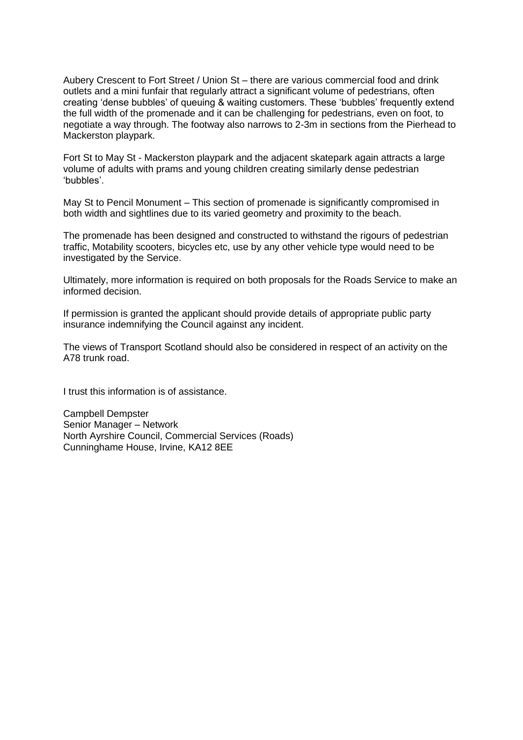Aubery Crescent to Fort Street / Union St – there are various commercial food and drink outlets and a mini funfair that regularly attract a significant volume of pedestrians, often creating 'dense bubbles' of queuing & waiting customers. These 'bubbles' frequently extend the full width of the promenade and it can be challenging for pedestrians, even on foot, to negotiate a way through. The footway also narrows to 2-3m in sections from the Pierhead to Mackerston playpark.

Fort St to May St - Mackerston playpark and the adjacent skatepark again attracts a large volume of adults with prams and young children creating similarly dense pedestrian 'bubbles'.

May St to Pencil Monument – This section of promenade is significantly compromised in both width and sightlines due to its varied geometry and proximity to the beach.

The promenade has been designed and constructed to withstand the rigours of pedestrian traffic, Motability scooters, bicycles etc, use by any other vehicle type would need to be investigated by the Service.

Ultimately, more information is required on both proposals for the Roads Service to make an informed decision.

If permission is granted the applicant should provide details of appropriate public party insurance indemnifying the Council against any incident.

The views of Transport Scotland should also be considered in respect of an activity on the A78 trunk road.

I trust this information is of assistance.

Campbell Dempster
Senior Manager – Network
North Ayrshire Council, Commercial Services (Roads)
Cunninghame House, Irvine, KA12 8EE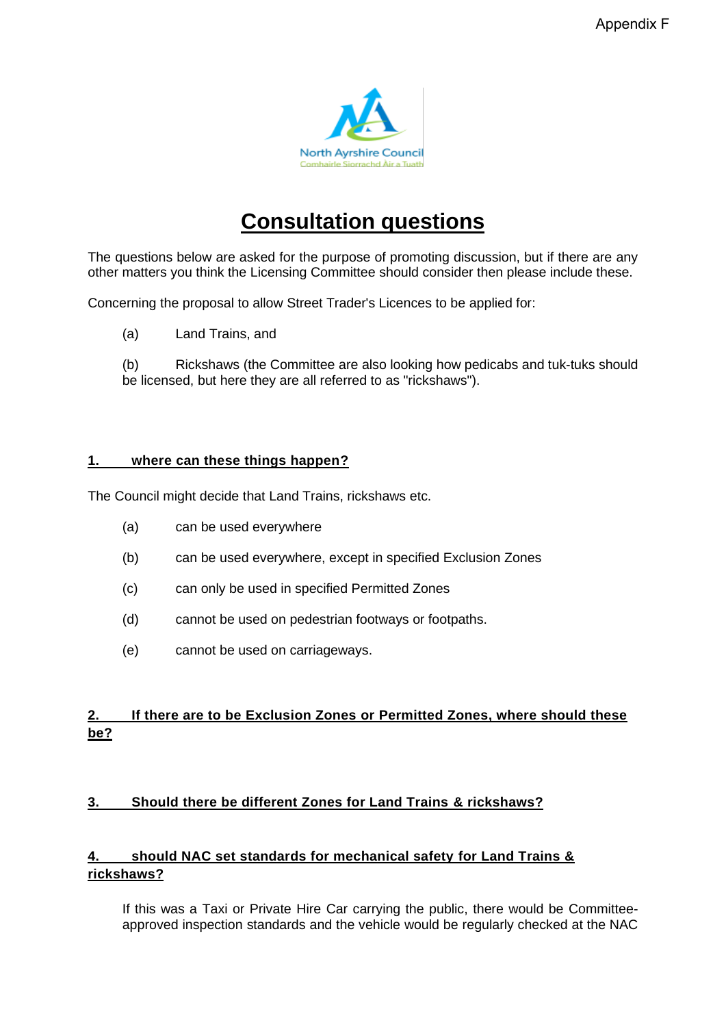Appendix F

North Ayrshire Council
Comhairle Siorrachd Àir a Tuath

# Consultation questions

The questions below are asked for the purpose of promoting discussion, but if there are any other matters you think the Licensing Committee should consider then please include these.

Concerning the proposal to allow Street Trader's Licences to be applied for:

(a) Land Trains, and

(b) Rickshaws (the Committee are also looking how pedicabs and tuk-tuks should be licensed, but here they are all referred to as "rickshaws").

## 1. where can these things happen?

The Council might decide that Land Trains, rickshaws etc.

(a) can be used everywhere

(b) can be used everywhere, except in specified Exclusion Zones

(c) can only be used in specified Permitted Zones

(d) cannot be used on pedestrian footways or footpaths.

(e) cannot be used on carriageways.

## 2. If there are to be Exclusion Zones or Permitted Zones, where should these be?

## 3. Should there be different Zones for Land Trains & rickshaws?

## 4. should NAC set standards for mechanical safety for Land Trains & rickshaws?

If this was a Taxi or Private Hire Car carrying the public, there would be Committee-approved inspection standards and the vehicle would be regularly checked at the NAC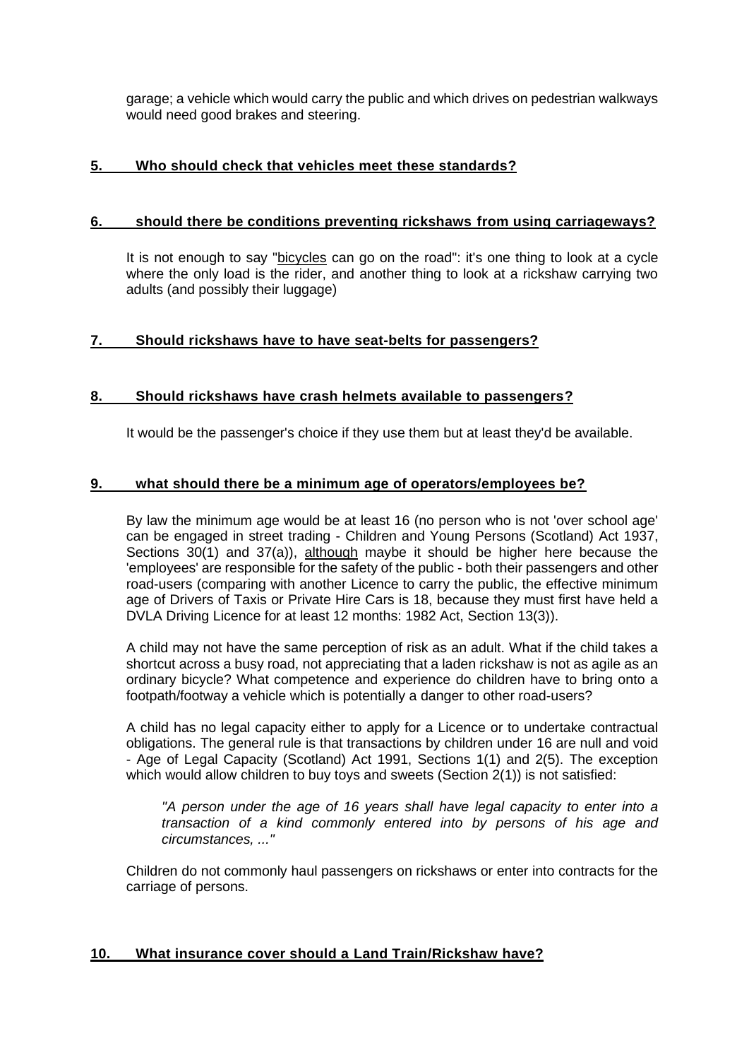garage; a vehicle which would carry the public and which drives on pedestrian walkways would need good brakes and steering.

## 5. Who should check that vehicles meet these standards?

## 6. should there be conditions preventing rickshaws from using carriageways?

It is not enough to say "bicycles can go on the road": it's one thing to look at a cycle where the only load is the rider, and another thing to look at a rickshaw carrying two adults (and possibly their luggage)

## 7. Should rickshaws have to have seat-belts for passengers?

## 8. Should rickshaws have crash helmets available to passengers?

It would be the passenger's choice if they use them but at least they'd be available.

## 9. what should there be a minimum age of operators/employees be?

By law the minimum age would be at least 16 (no person who is not 'over school age' can be engaged in street trading - Children and Young Persons (Scotland) Act 1937, Sections 30(1) and 37(a)), although maybe it should be higher here because the 'employees' are responsible for the safety of the public - both their passengers and other road-users (comparing with another Licence to carry the public, the effective minimum age of Drivers of Taxis or Private Hire Cars is 18, because they must first have held a DVLA Driving Licence for at least 12 months: 1982 Act, Section 13(3)).

A child may not have the same perception of risk as an adult. What if the child takes a shortcut across a busy road, not appreciating that a laden rickshaw is not as agile as an ordinary bicycle? What competence and experience do children have to bring onto a footpath/footway a vehicle which is potentially a danger to other road-users?

A child has no legal capacity either to apply for a Licence or to undertake contractual obligations. The general rule is that transactions by children under 16 are null and void - Age of Legal Capacity (Scotland) Act 1991, Sections 1(1) and 2(5). The exception which would allow children to buy toys and sweets (Section 2(1)) is not satisfied:

> *"A person under the age of 16 years shall have legal capacity to enter into a transaction of a kind commonly entered into by persons of his age and circumstances, ..."*

Children do not commonly haul passengers on rickshaws or enter into contracts for the carriage of persons.

## 10. What insurance cover should a Land Train/Rickshaw have?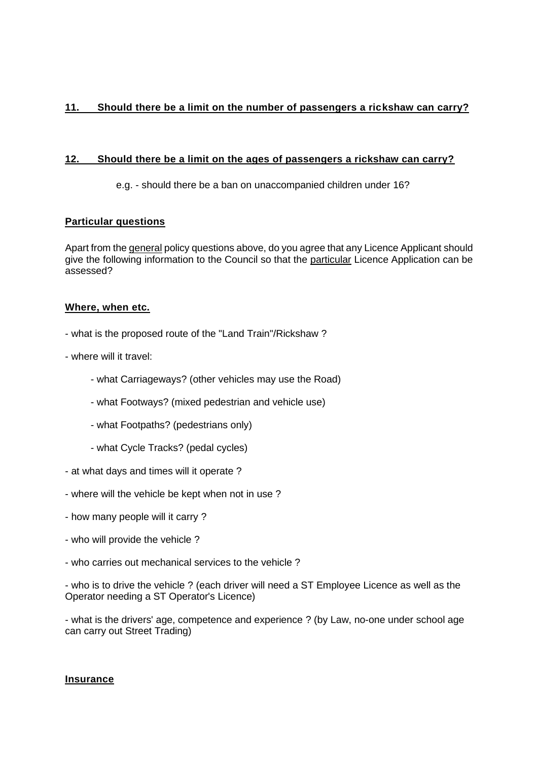**11. Should there be a limit on the number of passengers a rickshaw can carry?**

**12. Should there be a limit on the ages of passengers a rickshaw can carry?**

e.g. - should there be a ban on unaccompanied children under 16?

**Particular questions**

Apart from the general policy questions above, do you agree that any Licence Applicant should give the following information to the Council so that the particular Licence Application can be assessed?

**Where, when etc.**

- what is the proposed route of the "Land Train"/Rickshaw ?
- where will it travel:
  - what Carriageways? (other vehicles may use the Road)
  - what Footways? (mixed pedestrian and vehicle use)
  - what Footpaths? (pedestrians only)
  - what Cycle Tracks? (pedal cycles)
- at what days and times will it operate ?
- where will the vehicle be kept when not in use ?
- how many people will it carry ?
- who will provide the vehicle ?
- who carries out mechanical services to the vehicle ?
- who is to drive the vehicle ? (each driver will need a ST Employee Licence as well as the Operator needing a ST Operator's Licence)
- what is the drivers' age, competence and experience ? (by Law, no-one under school age can carry out Street Trading)

**Insurance**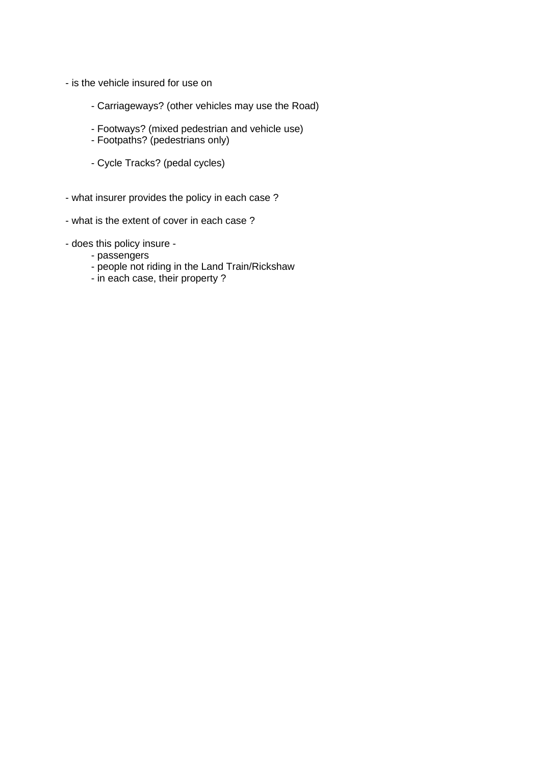- is the vehicle insured for use on

    - Carriageways? (other vehicles may use the Road)

    - Footways? (mixed pedestrian and vehicle use)
    - Footpaths? (pedestrians only)

    - Cycle Tracks? (pedal cycles)

- what insurer provides the policy in each case ?

- what is the extent of cover in each case ?

- does this policy insure -
    - passengers
    - people not riding in the Land Train/Rickshaw
    - in each case, their property ?